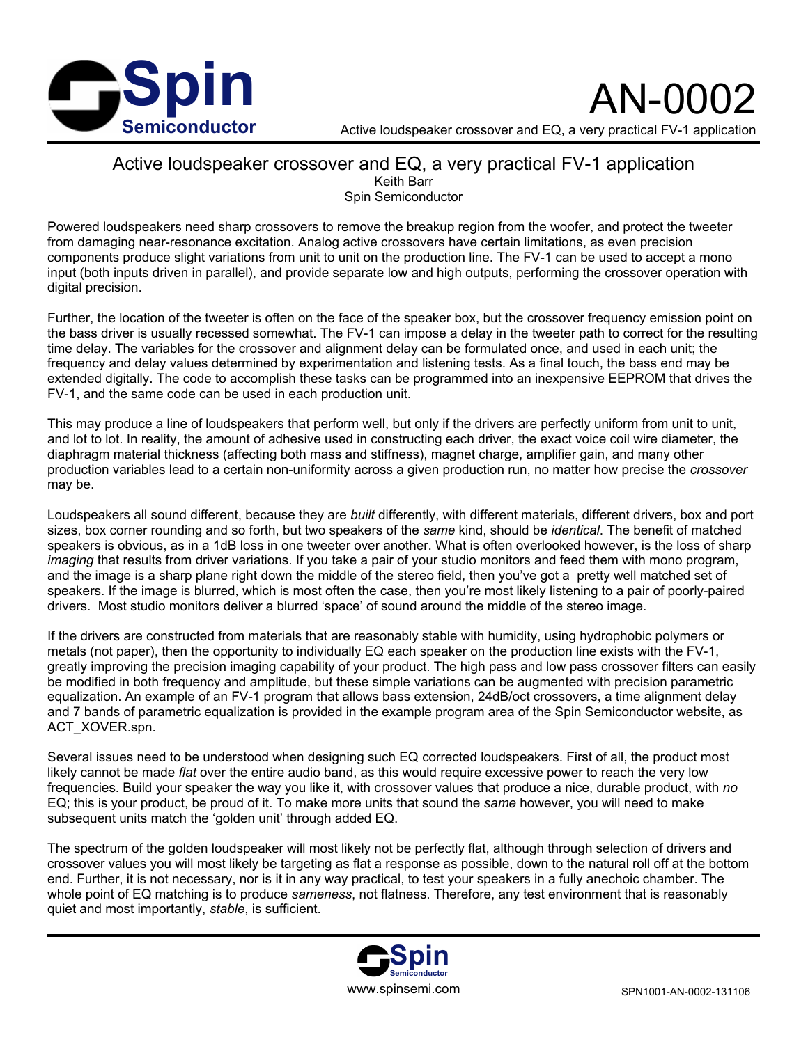# Active loudspeaker crossover and EQ, a very practical FV-1 application

Keith Barr
Spin Semiconductor

Powered loudspeakers need sharp crossovers to remove the breakup region from the woofer, and protect the tweeter from damaging near-resonance excitation. Analog active crossovers have certain limitations, as even precision components produce slight variations from unit to unit on the production line. The FV-1 can be used to accept a mono input (both inputs driven in parallel), and provide separate low and high outputs, performing the crossover operation with digital precision.

Further, the location of the tweeter is often on the face of the speaker box, but the crossover frequency emission point on the bass driver is usually recessed somewhat. The FV-1 can impose a delay in the tweeter path to correct for the resulting time delay. The variables for the crossover and alignment delay can be formulated once, and used in each unit; the frequency and delay values determined by experimentation and listening tests. As a final touch, the bass end may be extended digitally. The code to accomplish these tasks can be programmed into an inexpensive EEPROM that drives the FV-1, and the same code can be used in each production unit.

This may produce a line of loudspeakers that perform well, but only if the drivers are perfectly uniform from unit to unit, and lot to lot. In reality, the amount of adhesive used in constructing each driver, the exact voice coil wire diameter, the diaphragm material thickness (affecting both mass and stiffness), magnet charge, amplifier gain, and many other production variables lead to a certain non-uniformity across a given production run, no matter how precise the *crossover* may be.

Loudspeakers all sound different, because they are *built* differently, with different materials, different drivers, box and port sizes, box corner rounding and so forth, but two speakers of the *same* kind, should be *identical*. The benefit of matched speakers is obvious, as in a 1dB loss in one tweeter over another. What is often overlooked however, is the loss of sharp *imaging* that results from driver variations. If you take a pair of your studio monitors and feed them with mono program, and the image is a sharp plane right down the middle of the stereo field, then you've got a pretty well matched set of speakers. If the image is blurred, which is most often the case, then you're most likely listening to a pair of poorly-paired drivers. Most studio monitors deliver a blurred 'space' of sound around the middle of the stereo image.

If the drivers are constructed from materials that are reasonably stable with humidity, using hydrophobic polymers or metals (not paper), then the opportunity to individually EQ each speaker on the production line exists with the FV-1, greatly improving the precision imaging capability of your product. The high pass and low pass crossover filters can easily be modified in both frequency and amplitude, but these simple variations can be augmented with precision parametric equalization. An example of an FV-1 program that allows bass extension, 24dB/oct crossovers, a time alignment delay and 7 bands of parametric equalization is provided in the example program area of the Spin Semiconductor website, as ACT_XOVER.spn.

Several issues need to be understood when designing such EQ corrected loudspeakers. First of all, the product most likely cannot be made *flat* over the entire audio band, as this would require excessive power to reach the very low frequencies. Build your speaker the way you like it, with crossover values that produce a nice, durable product, with *no* EQ; this is your product, be proud of it. To make more units that sound the *same* however, you will need to make subsequent units match the 'golden unit' through added EQ.

The spectrum of the golden loudspeaker will most likely not be perfectly flat, although through selection of drivers and crossover values you will most likely be targeting as flat a response as possible, down to the natural roll off at the bottom end. Further, it is not necessary, nor is it in any way practical, to test your speakers in a fully anechoic chamber. The whole point of EQ matching is to produce *sameness*, not flatness. Therefore, any test environment that is reasonably quiet and most importantly, *stable*, is sufficient.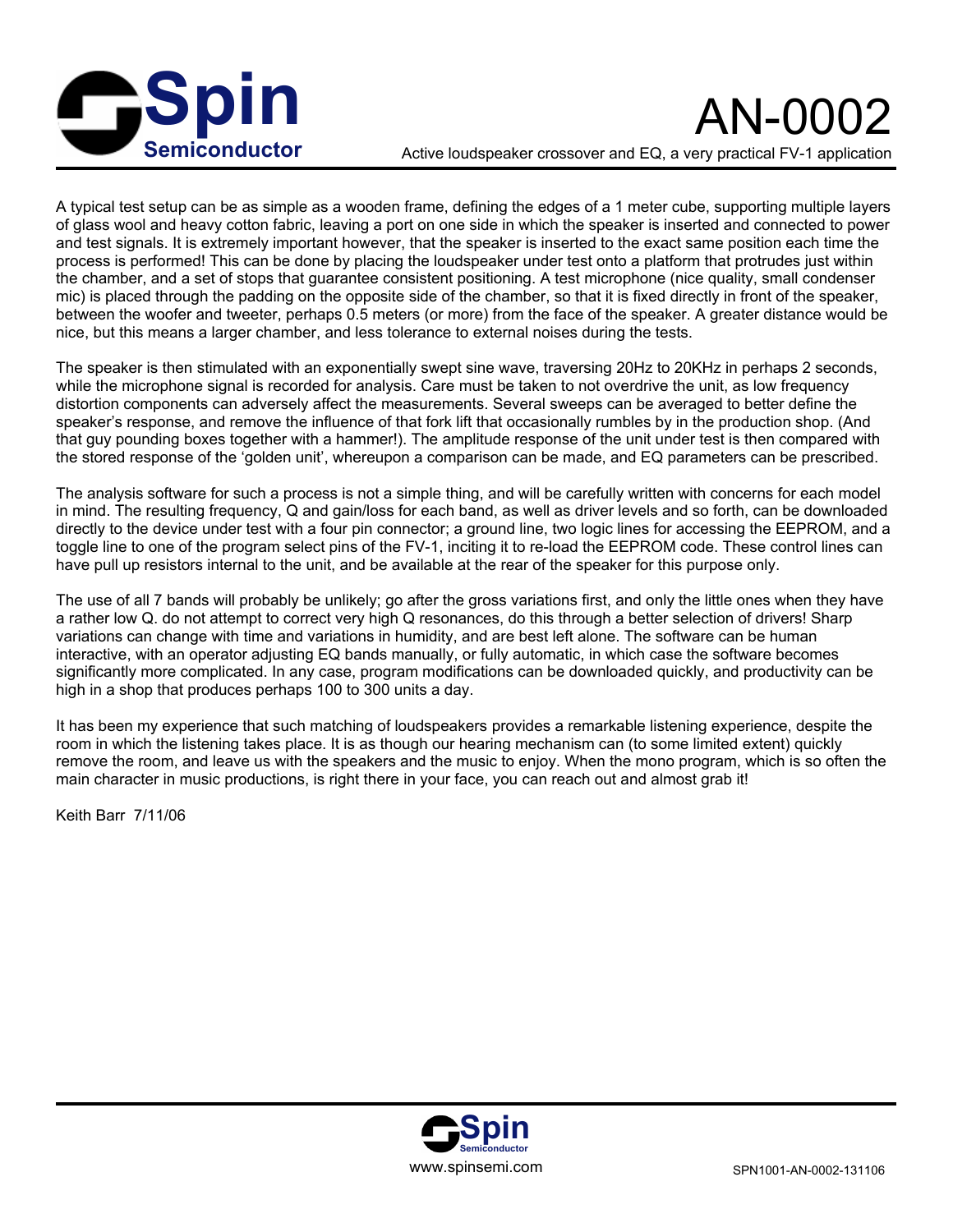A typical test setup can be as simple as a wooden frame, defining the edges of a 1 meter cube, supporting multiple layers of glass wool and heavy cotton fabric, leaving a port on one side in which the speaker is inserted and connected to power and test signals. It is extremely important however, that the speaker is inserted to the exact same position each time the process is performed! This can be done by placing the loudspeaker under test onto a platform that protrudes just within the chamber, and a set of stops that guarantee consistent positioning. A test microphone (nice quality, small condenser mic) is placed through the padding on the opposite side of the chamber, so that it is fixed directly in front of the speaker, between the woofer and tweeter, perhaps 0.5 meters (or more) from the face of the speaker. A greater distance would be nice, but this means a larger chamber, and less tolerance to external noises during the tests.

The speaker is then stimulated with an exponentially swept sine wave, traversing 20Hz to 20KHz in perhaps 2 seconds, while the microphone signal is recorded for analysis. Care must be taken to not overdrive the unit, as low frequency distortion components can adversely affect the measurements. Several sweeps can be averaged to better define the speaker's response, and remove the influence of that fork lift that occasionally rumbles by in the production shop. (And that guy pounding boxes together with a hammer!). The amplitude response of the unit under test is then compared with the stored response of the 'golden unit', whereupon a comparison can be made, and EQ parameters can be prescribed.

The analysis software for such a process is not a simple thing, and will be carefully written with concerns for each model in mind. The resulting frequency, Q and gain/loss for each band, as well as driver levels and so forth, can be downloaded directly to the device under test with a four pin connector; a ground line, two logic lines for accessing the EEPROM, and a toggle line to one of the program select pins of the FV-1, inciting it to re-load the EEPROM code. These control lines can have pull up resistors internal to the unit, and be available at the rear of the speaker for this purpose only.

The use of all 7 bands will probably be unlikely; go after the gross variations first, and only the little ones when they have a rather low Q. do not attempt to correct very high Q resonances, do this through a better selection of drivers! Sharp variations can change with time and variations in humidity, and are best left alone. The software can be human interactive, with an operator adjusting EQ bands manually, or fully automatic, in which case the software becomes significantly more complicated. In any case, program modifications can be downloaded quickly, and productivity can be high in a shop that produces perhaps 100 to 300 units a day.

It has been my experience that such matching of loudspeakers provides a remarkable listening experience, despite the room in which the listening takes place. It is as though our hearing mechanism can (to some limited extent) quickly remove the room, and leave us with the speakers and the music to enjoy. When the mono program, which is so often the main character in music productions, is right there in your face, you can reach out and almost grab it!

Keith Barr 7/11/06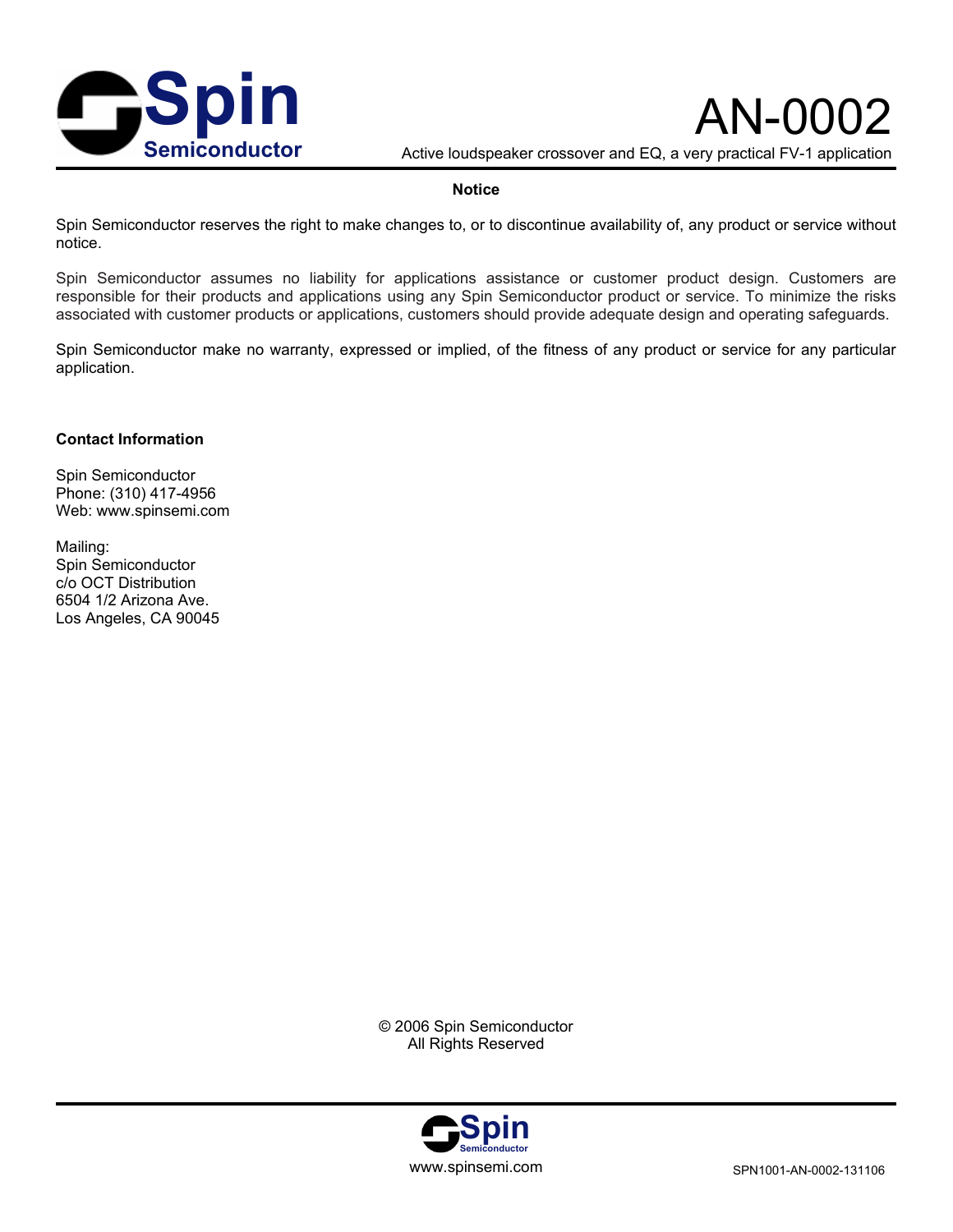# AN-0002

Active loudspeaker crossover and EQ, a very practical FV-1 application

**Notice**

Spin Semiconductor reserves the right to make changes to, or to discontinue availability of, any product or service without notice.

Spin Semiconductor assumes no liability for applications assistance or customer product design. Customers are responsible for their products and applications using any Spin Semiconductor product or service. To minimize the risks associated with customer products or applications, customers should provide adequate design and operating safeguards.

Spin Semiconductor make no warranty, expressed or implied, of the fitness of any product or service for any particular application.

**Contact Information**

Spin Semiconductor
Phone: (310) 417-4956
Web: www.spinsemi.com

Mailing:
Spin Semiconductor
c/o OCT Distribution
6504 1/2 Arizona Ave.
Los Angeles, CA 90045

© 2006 Spin Semiconductor
All Rights Reserved